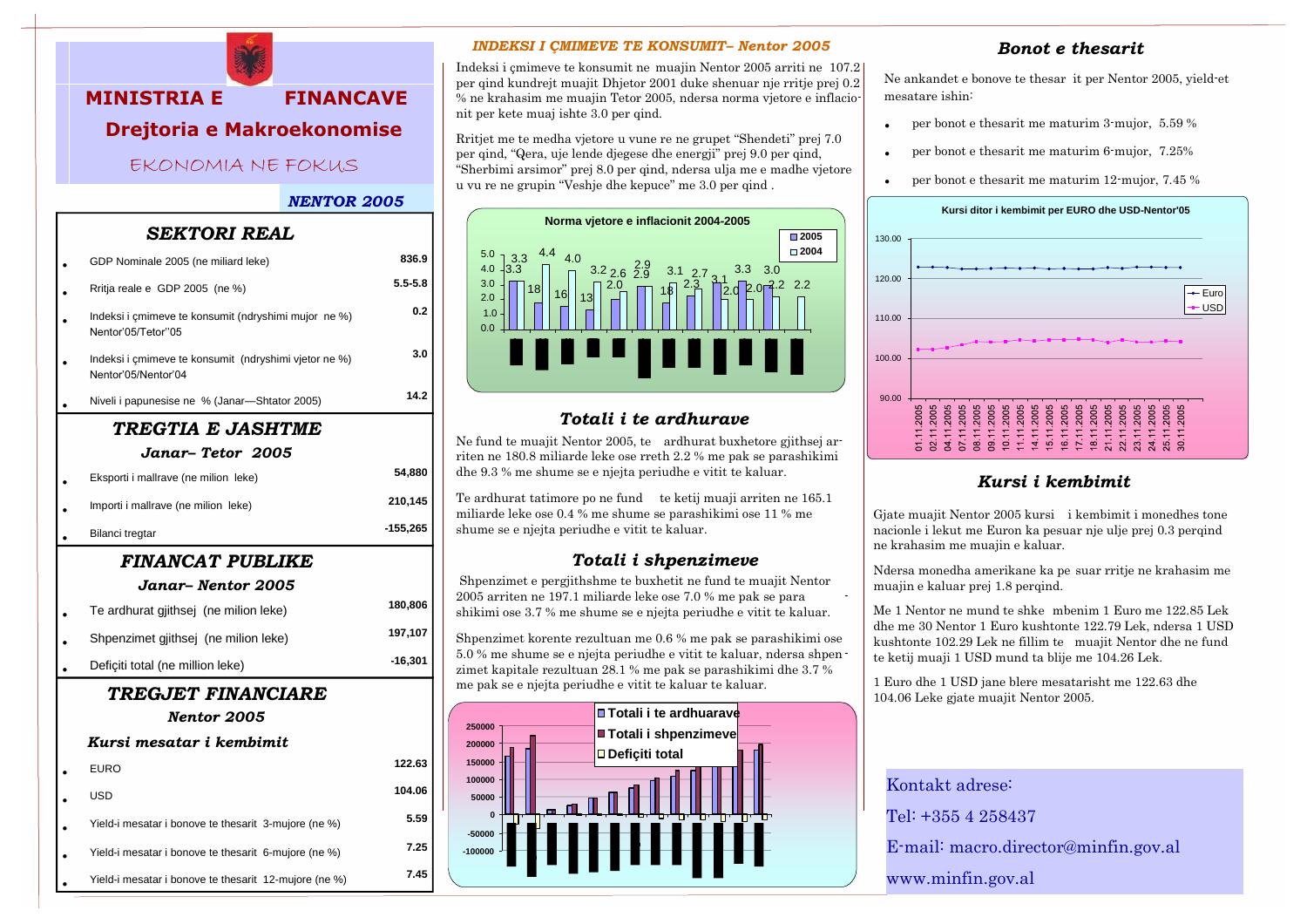# MINISTRIA E FINANCAVE

## Drejtoria e Makroekonomise

EKONOMIA NE FOKUS

***NENTOR 2005***

## *SEKTORI REAL*

| | |
|---|---|
| GDP Nominale 2005 (ne miliard leke) | 836.9 |
| Rritja reale e GDP 2005 (ne %) | 5.5-5.8 |
| Indeksi i çmimeve te konsumit (ndryshimi mujor ne %) Nentor'05/Tetor"05 | 0.2 |
| Indeksi i çmimeve te konsumit (ndryshimi vjetor ne %) Nentor'05/Nentor'04 | 3.0 |
| Niveli i papunesise ne % (Janar—Shtator 2005) | 14.2 |

## *TREGTIA E JASHTME*

***Janar– Tetor 2005***

| | |
|---|---|
| Eksporti i mallrave (ne milion leke) | 54,880 |
| Importi i mallrave (ne milion leke) | 210,145 |
| Bilanci tregtar | -155,265 |

## *FINANCAT PUBLIKE*

***Janar– Nentor 2005***

| | |
|---|---|
| Te ardhurat gjithsej (ne milion leke) | 180,806 |
| Shpenzimet gjithsej (ne milion leke) | 197,107 |
| Defiçiti total (ne million leke) | -16,301 |

## *TREGJET FINANCIARE*

***Nentor 2005***

***Kursi mesatar i kembimit***

| | |
|---|---|
| EURO | 122.63 |
| USD | 104.06 |
| Yield-i mesatar i bonove te thesarit 3-mujore (ne %) | 5.59 |
| Yield-i mesatar i bonove te thesarit 6-mujore (ne %) | 7.25 |
| Yield-i mesatar i bonove te thesarit 12-mujore (ne %) | 7.45 |

## *INDEKSI I ÇMIMEVE TE KONSUMIT– Nentor 2005*

Indeksi i çmimeve te konsumit ne muajin Nentor 2005 arriti ne 107.2 per qind kundrejt muajit Dhjetor 2001 duke shenuar nje rritje prej 0.2 % ne krahasim me muajin Tetor 2005, ndersa norma vjetore e inflacionit per kete muaj ishte 3.0 per qind.

Rritjet me te medha vjetore u vune re ne grupet "Shendeti" prej 7.0 per qind, "Qera, uje lende djegese dhe energji" prej 9.0 per qind, "Sherbimi arsimor" prej 8.0 per qind, ndersa ulja me e madhe vjetore u vu re ne grupin "Veshje dhe kepuce" me 3.0 per qind .

**Norma vjetore e inflacionit 2004-2005**

| | 1 | 2 | 3 | 4 | 5 | 6 | 7 | 8 | 9 | 10 | 11 | 12 |
|---|---|---|---|---|---|---|---|---|---|---|---|---|
| 2005 | 3.3 | 1.8 | 1.6 | 1.3 | 2.0 | 2.9 | 1.8 | 2.3 | 3.1 | 3.3 | 3.0 | |
| 2004 | 3.3 | 4.4 | 4.0 | 3.2 | 2.6 | 2.9 | 3.1 | 2.7 | 2.0 | 2.0 | 2.2 | 2.2 |

## *Totali i te ardhurave*

Ne fund te muajit Nentor 2005, te ardhurat buxhetore gjithsej arriten ne 180.8 miliarde leke ose rreth 2.2 % me pak se parashikimi dhe 9.3 % me shume se e njejta periudhe e vitit te kaluar.

Te ardhurat tatimore po ne fund te ketij muaji arriten ne 165.1 miliarde leke ose 0.4 % me shume se parashikimi ose 11 % me shume se e njejta periudhe e vitit te kaluar.

## *Totali i shpenzimeve*

Shpenzimet e pergjithshme te buxhetit ne fund te muajit Nentor 2005 arriten ne 197.1 miliarde leke ose 7.0 % me pak se parashikimi ose 3.7 % me shume se e njejta periudhe e vitit te kaluar.

Shpenzimet korente rezultuan me 0.6 % me pak se parashikimi ose 5.0 % me shume se e njejta periudhe e vitit te kaluar, ndersa shpenzimet kapitale rezultuan 28.1 % me pak se parashikimi dhe 3.7 % me pak se e njejta periudhe e vitit te kaluar te kaluar.

Totali i te ardhurave / Totali i shpenzimeve / Defiçiti total

## *Bonot e thesarit*

Ne ankandet e bonove te thesar it per Nentor 2005, yield-et mesatare ishin:

- per bonot e thesarit me maturim 3-mujor, 5.59 %
- per bonot e thesarit me maturim 6-mujor, 7.25%
- per bonot e thesarit me maturim 12-mujor, 7.45 %

**Kursi ditor i kembimit per EURO dhe USD-Nentor'05**

## *Kursi i kembimit*

Gjate muajit Nentor 2005 kursi i kembimit i monedhes tone nacionle i lekut me Euron ka pesuar nje ulje prej 0.3 perqind ne krahasim me muajin e kaluar.

Ndersa monedha amerikane ka pe suar rritje ne krahasim me muajin e kaluar prej 1.8 perqind.

Me 1 Nentor ne mund te shke mbenim 1 Euro me 122.85 Lek dhe me 30 Nentor 1 Euro kushtonte 122.79 Lek, ndersa 1 USD kushtonte 102.29 Lek ne fillim te muajit Nentor dhe ne fund te ketij muaji 1 USD mund ta blije me 104.26 Lek.

1 Euro dhe 1 USD jane blere mesatarisht me 122.63 dhe 104.06 Leke gjate muajit Nentor 2005.

Kontakt adrese:

Tel: +355 4 258437

E-mail: macro.director@minfin.gov.al

www.minfin.gov.al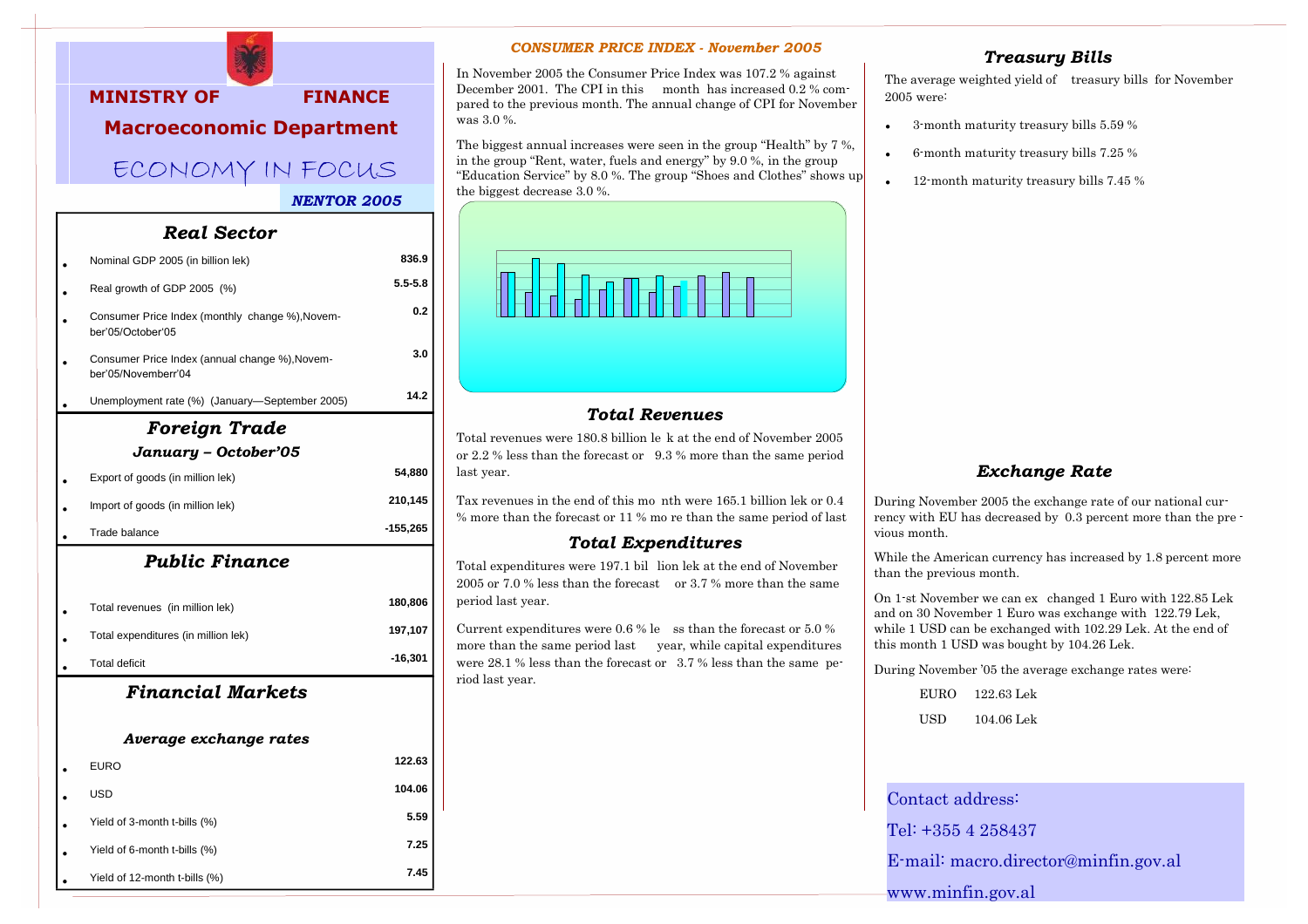# MINISTRY OF FINANCE

## Macroeconomic Department

# ECONOMY IN FOCUS

***NENTOR 2005***

## *Real Sector*

| | |
|---|---|
| Nominal GDP 2005 (in billion lek) | **836.9** |
| Real growth of GDP 2005 (%) | **5.5-5.8** |
| Consumer Price Index (monthly change %),November'05/October'05 | **0.2** |
| Consumer Price Index (annual change %),November'05/Novemberr'04 | **3.0** |
| Unemployment rate (%) (January—September 2005) | **14.2** |

## *Foreign Trade*

### *January – October'05*

| | |
|---|---|
| Export of goods (in million lek) | **54,880** |
| Import of goods (in million lek) | **210,145** |
| Trade balance | **-155,265** |

## *Public Finance*

| | |
|---|---|
| Total revenues (in million lek) | **180,806** |
| Total expenditures (in million lek) | **197,107** |
| Total deficit | **-16,301** |

## *Financial Markets*

### *Average exchange rates*

| | |
|---|---|
| EURO | **122.63** |
| USD | **104.06** |
| Yield of 3-month t-bills (%) | **5.59** |
| Yield of 6-month t-bills (%) | **7.25** |
| Yield of 12-month t-bills (%) | **7.45** |

## *CONSUMER PRICE INDEX - November 2005*

In November 2005 the Consumer Price Index was 107.2 % against December 2001. The CPI in this month has increased 0.2 % compared to the previous month. The annual change of CPI for November was 3.0 %.

The biggest annual increases were seen in the group "Health" by 7 %, in the group "Rent, water, fuels and energy" by 9.0 %, in the group "Education Service" by 8.0 %. The group "Shoes and Clothes" shows up the biggest decrease 3.0 %.

## *Total Revenues*

Total revenues were 180.8 billion lek at the end of November 2005 or 2.2 % less than the forecast or 9.3 % more than the same period last year.

Tax revenues in the end of this month were 165.1 billion lek or 0.4 % more than the forecast or 11 % more than the same period of last

## *Total Expenditures*

Total expenditures were 197.1 billion lek at the end of November 2005 or 7.0 % less than the forecast or 3.7 % more than the same period last year.

Current expenditures were 0.6 % less than the forecast or 5.0 % more than the same period last year, while capital expenditures were 28.1 % less than the forecast or 3.7 % less than the same period last year.

## *Treasury Bills*

The average weighted yield of treasury bills for November 2005 were:

- 3-month maturity treasury bills 5.59 %
- 6-month maturity treasury bills 7.25 %
- 12-month maturity treasury bills 7.45 %

## *Exchange Rate*

During November 2005 the exchange rate of our national currency with EU has decreased by 0.3 percent more than the previous month.

While the American currency has increased by 1.8 percent more than the previous month.

On 1-st November we can exchanged 1 Euro with 122.85 Lek and on 30 November 1 Euro was exchange with 122.79 Lek, while 1 USD can be exchanged with 102.29 Lek. At the end of this month 1 USD was bought by 104.26 Lek.

During November '05 the average exchange rates were:

EURO 122.63 Lek

USD 104.06 Lek

Contact address:

Tel: +355 4 258437

E-mail: macro.director@minfin.gov.al

www.minfin.gov.al